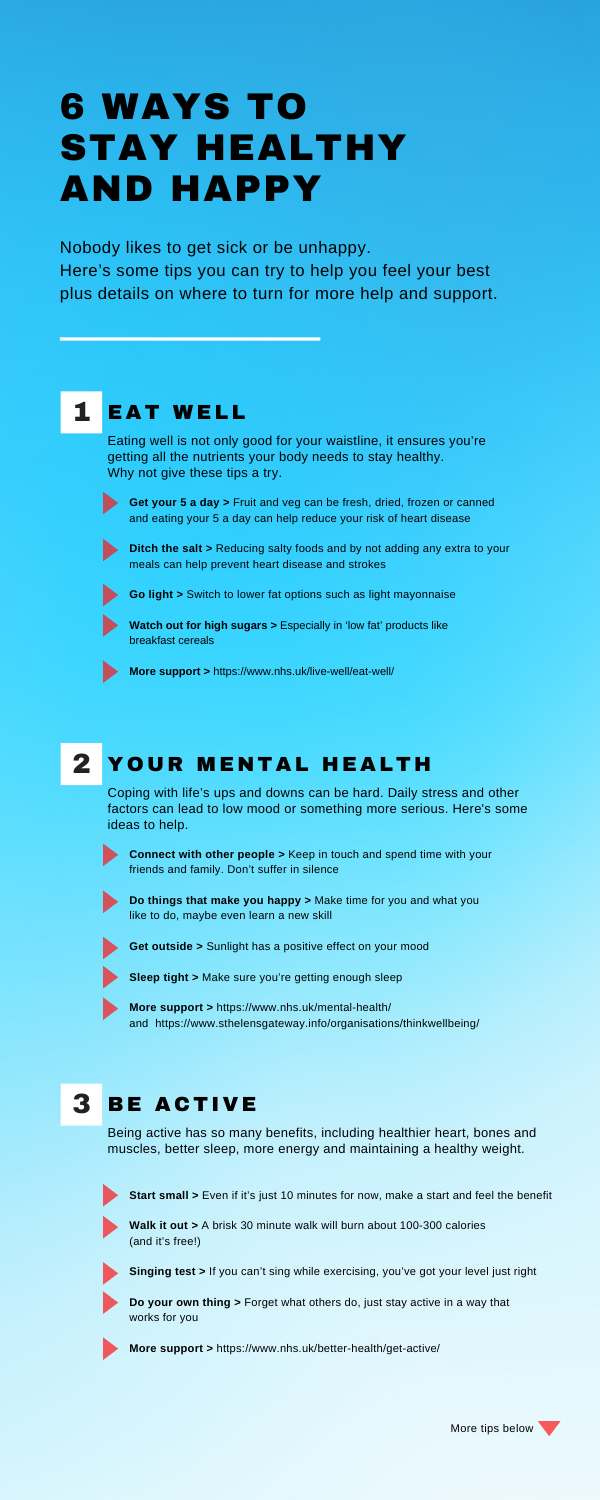# 6 WAYS TO STAY HEALTHY AND HAPPY

Nobody likes to get sick or be unhappy.
Here's some tips you can try to help you feel your best plus details on where to turn for more help and support.

## 1 EAT WELL

Eating well is not only good for your waistline, it ensures you're getting all the nutrients your body needs to stay healthy. Why not give these tips a try.

- **Get your 5 a day >** Fruit and veg can be fresh, dried, frozen or canned and eating your 5 a day can help reduce your risk of heart disease
- **Ditch the salt >** Reducing salty foods and by not adding any extra to your meals can help prevent heart disease and strokes
- **Go light >** Switch to lower fat options such as light mayonnaise
- **Watch out for high sugars >** Especially in 'low fat' products like breakfast cereals
- **More support >** https://www.nhs.uk/live-well/eat-well/

## 2 YOUR MENTAL HEALTH

Coping with life's ups and downs can be hard. Daily stress and other factors can lead to low mood or something more serious. Here's some ideas to help.

- **Connect with other people >** Keep in touch and spend time with your friends and family. Don't suffer in silence
- **Do things that make you happy >** Make time for you and what you like to do, maybe even learn a new skill
- **Get outside >** Sunlight has a positive effect on your mood
- **Sleep tight >** Make sure you're getting enough sleep
- **More support >** https://www.nhs.uk/mental-health/ and https://www.sthelensgateway.info/organisations/thinkwellbeing/

## 3 BE ACTIVE

Being active has so many benefits, including healthier heart, bones and muscles, better sleep, more energy and maintaining a healthy weight.

- **Start small >** Even if it's just 10 minutes for now, make a start and feel the benefit
- **Walk it out >** A brisk 30 minute walk will burn about 100-300 calories (and it's free!)
- **Singing test >** If you can't sing while exercising, you've got your level just right
- **Do your own thing >** Forget what others do, just stay active in a way that works for you
- **More support >** https://www.nhs.uk/better-health/get-active/

More tips below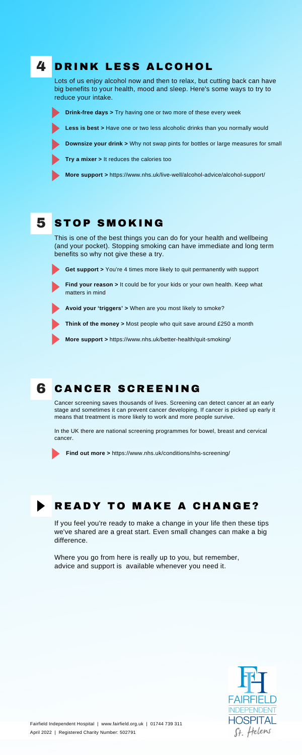## 4 DRINK LESS ALCOHOL

Lots of us enjoy alcohol now and then to relax, but cutting back can have big benefits to your health, mood and sleep. Here's some ways to try to reduce your intake.

- **Drink-free days >** Try having one or two more of these every week
- **Less is best >** Have one or two less alcoholic drinks than you normally would
- **Downsize your drink >** Why not swap pints for bottles or large measures for small
- **Try a mixer >** It reduces the calories too
- **More support >** https://www.nhs.uk/live-well/alcohol-advice/alcohol-support/

## 5 STOP SMOKING

This is one of the best things you can do for your health and wellbeing (and your pocket). Stopping smoking can have immediate and long term benefits so why not give these a try.

- **Get support >** You're 4 times more likely to quit permanently with support
- **Find your reason >** It could be for your kids or your own health. Keep what matters in mind
- **Avoid your 'triggers' >** When are you most likely to smoke?
- **Think of the money >** Most people who quit save around £250 a month
- **More support >** https://www.nhs.uk/better-health/quit-smoking/

## 6 CANCER SCREENING

Cancer screening saves thousands of lives. Screening can detect cancer at an early stage and sometimes it can prevent cancer developing. If cancer is picked up early it means that treatment is more likely to work and more people survive.

In the UK there are national screening programmes for bowel, breast and cervical cancer.

- **Find out more >** https://www.nhs.uk/conditions/nhs-screening/

## READY TO MAKE A CHANGE?

If you feel you're ready to make a change in your life then these tips we've shared are a great start. Even small changes can make a big difference.

Where you go from here is really up to you, but remember, advice and support is available whenever you need it.

FAIRFIELD INDEPENDENT HOSPITAL St. Helens

Fairfield Independent Hospital | www.fairfield.org.uk | 01744 739 311
April 2022 | Registered Charity Number: 502791